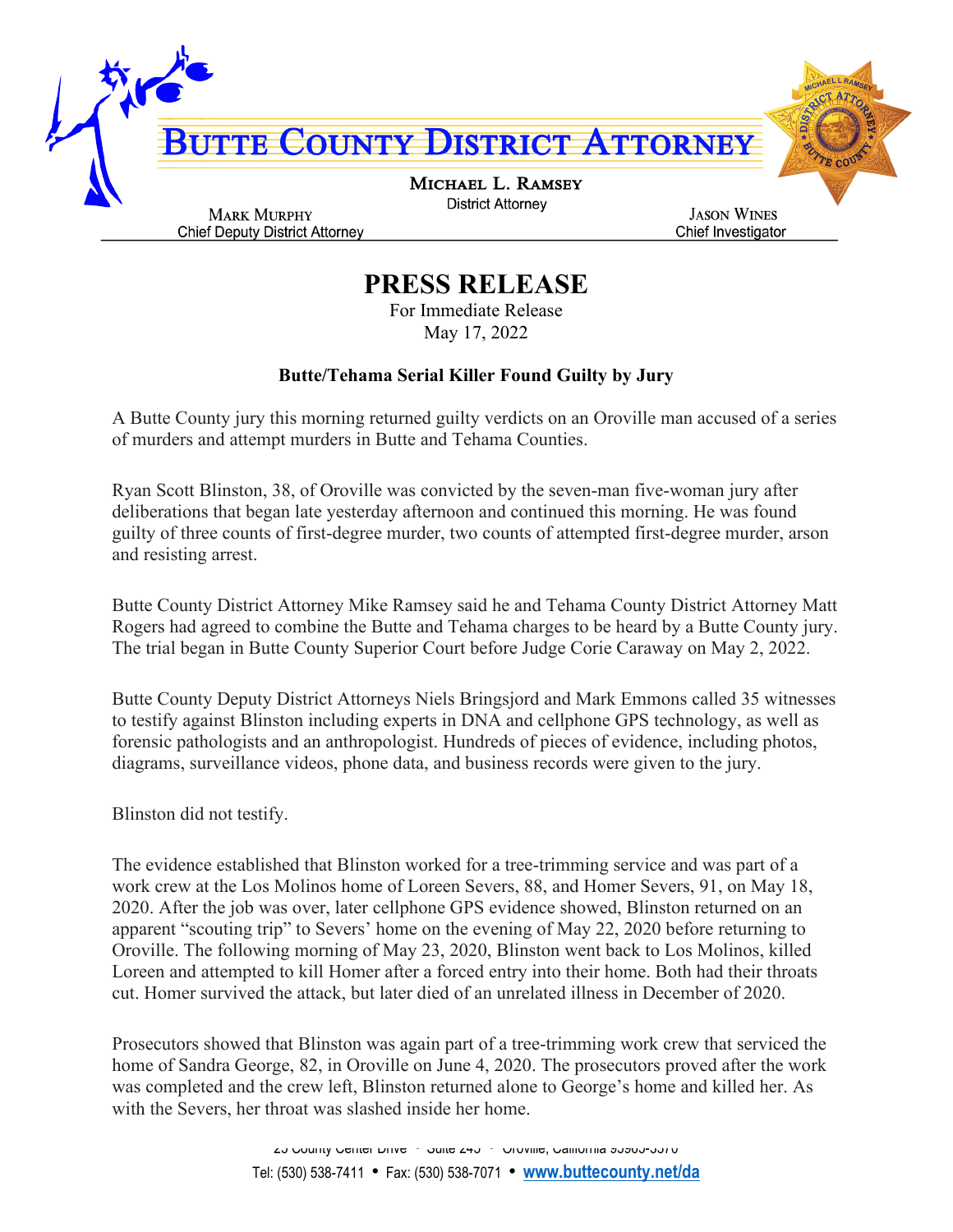# BUTTE COUNTY DISTRICT ATTORNEY

**MICHAEL L. RAMSEY**
District Attorney

**MARK MURPHY**
Chief Deputy District Attorney

**JASON WINES**
Chief Investigator

## PRESS RELEASE

For Immediate Release
May 17, 2022

### Butte/Tehama Serial Killer Found Guilty by Jury

A Butte County jury this morning returned guilty verdicts on an Oroville man accused of a series of murders and attempt murders in Butte and Tehama Counties.

Ryan Scott Blinston, 38, of Oroville was convicted by the seven-man five-woman jury after deliberations that began late yesterday afternoon and continued this morning. He was found guilty of three counts of first-degree murder, two counts of attempted first-degree murder, arson and resisting arrest.

Butte County District Attorney Mike Ramsey said he and Tehama County District Attorney Matt Rogers had agreed to combine the Butte and Tehama charges to be heard by a Butte County jury. The trial began in Butte County Superior Court before Judge Corie Caraway on May 2, 2022.

Butte County Deputy District Attorneys Niels Bringsjord and Mark Emmons called 35 witnesses to testify against Blinston including experts in DNA and cellphone GPS technology, as well as forensic pathologists and an anthropologist. Hundreds of pieces of evidence, including photos, diagrams, surveillance videos, phone data, and business records were given to the jury.

Blinston did not testify.

The evidence established that Blinston worked for a tree-trimming service and was part of a work crew at the Los Molinos home of Loreen Severs, 88, and Homer Severs, 91, on May 18, 2020. After the job was over, later cellphone GPS evidence showed, Blinston returned on an apparent "scouting trip" to Severs' home on the evening of May 22, 2020 before returning to Oroville. The following morning of May 23, 2020, Blinston went back to Los Molinos, killed Loreen and attempted to kill Homer after a forced entry into their home. Both had their throats cut. Homer survived the attack, but later died of an unrelated illness in December of 2020.

Prosecutors showed that Blinston was again part of a tree-trimming work crew that serviced the home of Sandra George, 82, in Oroville on June 4, 2020. The prosecutors proved after the work was completed and the crew left, Blinston returned alone to George's home and killed her. As with the Severs, her throat was slashed inside her home.

25 County Center Drive • Suite 245 • Oroville, California 95965-3370
Tel: (530) 538-7411 • Fax: (530) 538-7071 • www.buttecounty.net/da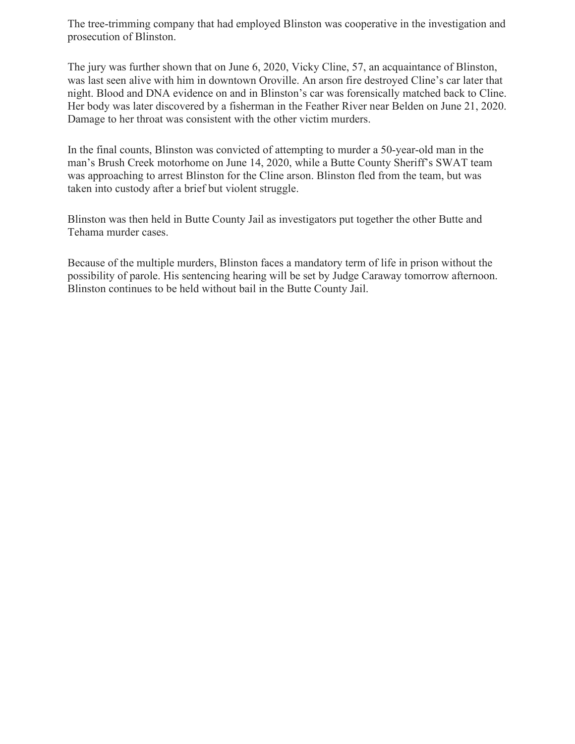The tree-trimming company that had employed Blinston was cooperative in the investigation and prosecution of Blinston.

The jury was further shown that on June 6, 2020, Vicky Cline, 57, an acquaintance of Blinston, was last seen alive with him in downtown Oroville. An arson fire destroyed Cline's car later that night. Blood and DNA evidence on and in Blinston's car was forensically matched back to Cline. Her body was later discovered by a fisherman in the Feather River near Belden on June 21, 2020. Damage to her throat was consistent with the other victim murders.

In the final counts, Blinston was convicted of attempting to murder a 50-year-old man in the man's Brush Creek motorhome on June 14, 2020, while a Butte County Sheriff's SWAT team was approaching to arrest Blinston for the Cline arson. Blinston fled from the team, but was taken into custody after a brief but violent struggle.

Blinston was then held in Butte County Jail as investigators put together the other Butte and Tehama murder cases.

Because of the multiple murders, Blinston faces a mandatory term of life in prison without the possibility of parole. His sentencing hearing will be set by Judge Caraway tomorrow afternoon. Blinston continues to be held without bail in the Butte County Jail.